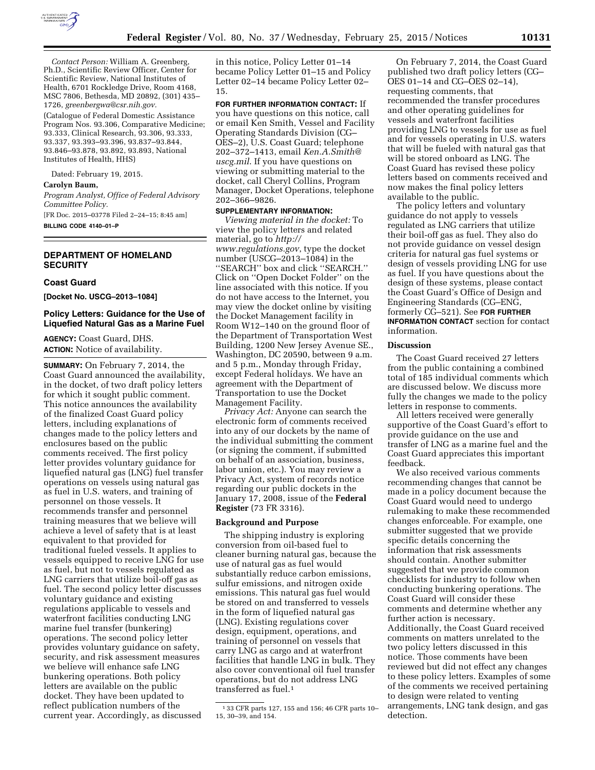*Contact Person:* William A. Greenberg, Ph.D., Scientific Review Officer, Center for Scientific Review, National Institutes of Health, 6701 Rockledge Drive, Room 4168, MSC 7806, Bethesda, MD 20892, (301) 435–1726, *greenbergwa@csr.nih.gov.*

(Catalogue of Federal Domestic Assistance Program Nos. 93.306, Comparative Medicine; 93.333, Clinical Research, 93.306, 93.333, 93.337, 93.393–93.396, 93.837–93.844, 93.846–93.878, 93.892, 93.893, National Institutes of Health, HHS)

Dated: February 19, 2015.

**Carolyn Baum,**

*Program Analyst, Office of Federal Advisory Committee Policy.*

[FR Doc. 2015–03778 Filed 2–24–15; 8:45 am]

**BILLING CODE 4140–01–P**

## DEPARTMENT OF HOMELAND SECURITY

### Coast Guard

**[Docket No. USCG–2013–1084]**

### Policy Letters: Guidance for the Use of Liquefied Natural Gas as a Marine Fuel

**AGENCY:** Coast Guard, DHS.

**ACTION:** Notice of availability.

**SUMMARY:** On February 7, 2014, the Coast Guard announced the availability, in the docket, of two draft policy letters for which it sought public comment. This notice announces the availability of the finalized Coast Guard policy letters, including explanations of changes made to the policy letters and enclosures based on the public comments received. The first policy letter provides voluntary guidance for liquefied natural gas (LNG) fuel transfer operations on vessels using natural gas as fuel in U.S. waters, and training of personnel on those vessels. It recommends transfer and personnel training measures that we believe will achieve a level of safety that is at least equivalent to that provided for traditional fueled vessels. It applies to vessels equipped to receive LNG for use as fuel, but not to vessels regulated as LNG carriers that utilize boil-off gas as fuel. The second policy letter discusses voluntary guidance and existing regulations applicable to vessels and waterfront facilities conducting LNG marine fuel transfer (bunkering) operations. The second policy letter provides voluntary guidance on safety, security, and risk assessment measures we believe will enhance safe LNG bunkering operations. Both policy letters are available on the public docket. They have been updated to reflect publication numbers of the current year. Accordingly, as discussed in this notice, Policy Letter 01–14 became Policy Letter 01–15 and Policy Letter 02–14 became Policy Letter 02–15.

**FOR FURTHER INFORMATION CONTACT:** If you have questions on this notice, call or email Ken Smith, Vessel and Facility Operating Standards Division (CG–OES–2), U.S. Coast Guard; telephone 202–372–1413, email *Ken.A.Smith@uscg.mil*. If you have questions on viewing or submitting material to the docket, call Cheryl Collins, Program Manager, Docket Operations, telephone 202–366–9826.

**SUPPLEMENTARY INFORMATION:**

*Viewing material in the docket:* To view the policy letters and related material, go to *http://www.regulations.gov*, type the docket number (USCG–2013–1084) in the "SEARCH" box and click "SEARCH." Click on "Open Docket Folder" on the line associated with this notice. If you do not have access to the Internet, you may view the docket online by visiting the Docket Management facility in Room W12–140 on the ground floor of the Department of Transportation West Building, 1200 New Jersey Avenue SE., Washington, DC 20590, between 9 a.m. and 5 p.m., Monday through Friday, except Federal holidays. We have an agreement with the Department of Transportation to use the Docket Management Facility.

*Privacy Act:* Anyone can search the electronic form of comments received into any of our dockets by the name of the individual submitting the comment (or signing the comment, if submitted on behalf of an association, business, labor union, etc.). You may review a Privacy Act, system of records notice regarding our public dockets in the January 17, 2008, issue of the **Federal Register** (73 FR 3316).

### Background and Purpose

The shipping industry is exploring conversion from oil-based fuel to cleaner burning natural gas, because the use of natural gas as fuel would substantially reduce carbon emissions, sulfur emissions, and nitrogen oxide emissions. This natural gas fuel would be stored on and transferred to vessels in the form of liquefied natural gas (LNG). Existing regulations cover design, equipment, operations, and training of personnel on vessels that carry LNG as cargo and at waterfront facilities that handle LNG in bulk. They also cover conventional oil fuel transfer operations, but do not address LNG transferred as fuel.[1]

On February 7, 2014, the Coast Guard published two draft policy letters (CG–OES 01–14 and CG–OES 02–14), requesting comments, that recommended the transfer procedures and other operating guidelines for vessels and waterfront facilities providing LNG to vessels for use as fuel and for vessels operating in U.S. waters that will be fueled with natural gas that will be stored onboard as LNG. The Coast Guard has revised these policy letters based on comments received and now makes the final policy letters available to the public.

The policy letters and voluntary guidance do not apply to vessels regulated as LNG carriers that utilize their boil-off gas as fuel. They also do not provide guidance on vessel design criteria for natural gas fuel systems or design of vessels providing LNG for use as fuel. If you have questions about the design of these systems, please contact the Coast Guard's Office of Design and Engineering Standards (CG–ENG, formerly CG–521). See **FOR FURTHER INFORMATION CONTACT** section for contact information.

### Discussion

The Coast Guard received 27 letters from the public containing a combined total of 185 individual comments which are discussed below. We discuss more fully the changes we made to the policy letters in response to comments.

All letters received were generally supportive of the Coast Guard's effort to provide guidance on the use and transfer of LNG as a marine fuel and the Coast Guard appreciates this important feedback.

We also received various comments recommending changes that cannot be made in a policy document because the Coast Guard would need to undergo rulemaking to make these recommended changes enforceable. For example, one submitter suggested that we provide specific details concerning the information that risk assessments should contain. Another submitter suggested that we provide common checklists for industry to follow when conducting bunkering operations. The Coast Guard will consider these comments and determine whether any further action is necessary. Additionally, the Coast Guard received comments on matters unrelated to the two policy letters discussed in this notice. Those comments have been reviewed but did not effect any changes to these policy letters. Examples of some of the comments we received pertaining to design were related to venting arrangements, LNG tank design, and gas detection.

---

[1] 33 CFR parts 127, 155 and 156; 46 CFR parts 10–15, 30–39, and 154.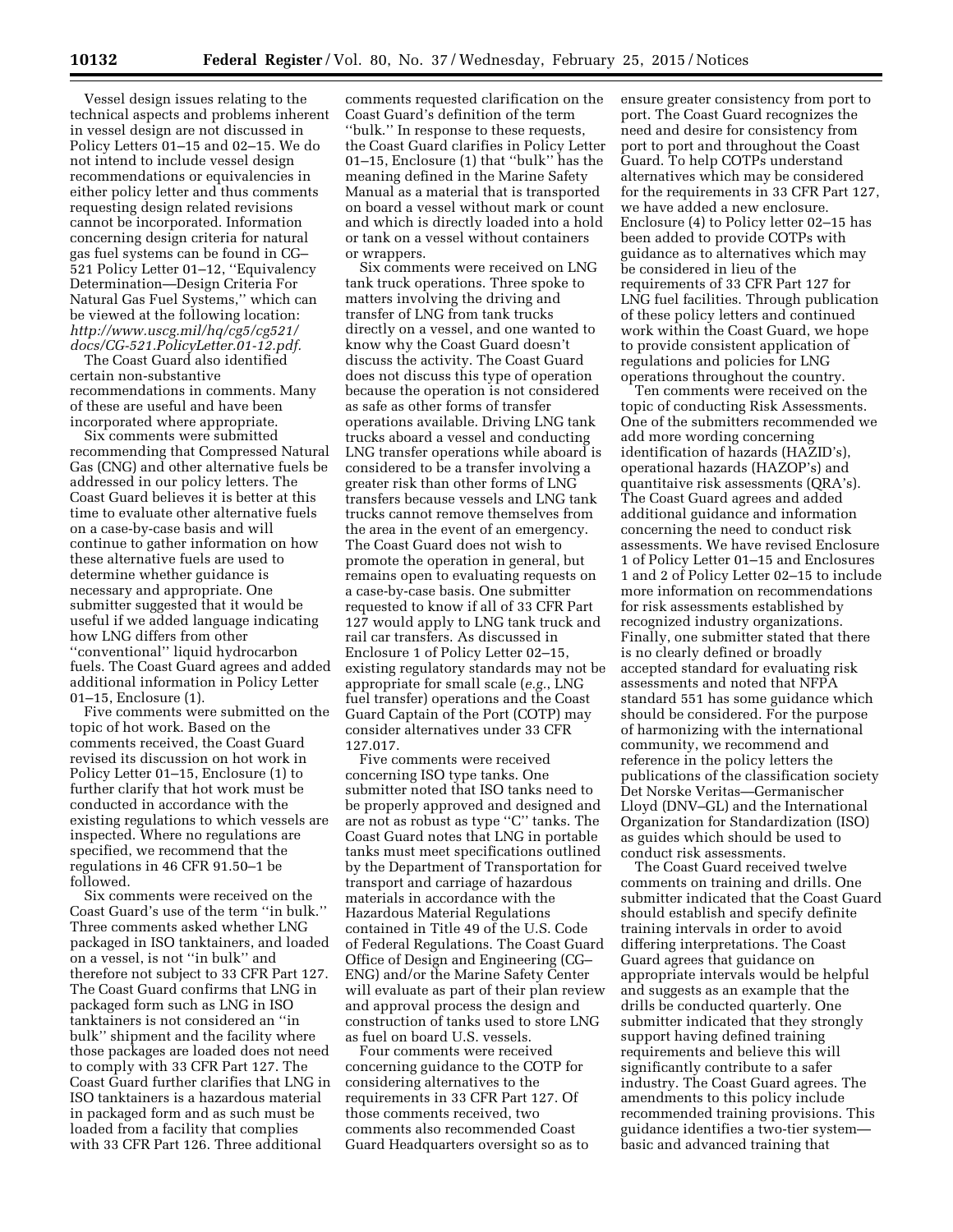Vessel design issues relating to the technical aspects and problems inherent in vessel design are not discussed in Policy Letters 01–15 and 02–15. We do not intend to include vessel design recommendations or equivalencies in either policy letter and thus comments requesting design related revisions cannot be incorporated. Information concerning design criteria for natural gas fuel systems can be found in CG–521 Policy Letter 01–12, ''Equivalency Determination—Design Criteria For Natural Gas Fuel Systems,'' which can be viewed at the following location: *http://www.uscg.mil/hq/cg5/cg521/docs/CG-521.PolicyLetter.01-12.pdf.*

The Coast Guard also identified certain non-substantive recommendations in comments. Many of these are useful and have been incorporated where appropriate.

Six comments were submitted recommending that Compressed Natural Gas (CNG) and other alternative fuels be addressed in our policy letters. The Coast Guard believes it is better at this time to evaluate other alternative fuels on a case-by-case basis and will continue to gather information on how these alternative fuels are used to determine whether guidance is necessary and appropriate. One submitter suggested that it would be useful if we added language indicating how LNG differs from other ''conventional'' liquid hydrocarbon fuels. The Coast Guard agrees and added additional information in Policy Letter 01–15, Enclosure (1).

Five comments were submitted on the topic of hot work. Based on the comments received, the Coast Guard revised its discussion on hot work in Policy Letter 01–15, Enclosure (1) to further clarify that hot work must be conducted in accordance with the existing regulations to which vessels are inspected. Where no regulations are specified, we recommend that the regulations in 46 CFR 91.50–1 be followed.

Six comments were received on the Coast Guard's use of the term ''in bulk.'' Three comments asked whether LNG packaged in ISO tanktainers, and loaded on a vessel, is not ''in bulk'' and therefore not subject to 33 CFR Part 127. The Coast Guard confirms that LNG in packaged form such as LNG in ISO tanktainers is not considered an ''in bulk'' shipment and the facility where those packages are loaded does not need to comply with 33 CFR Part 127. The Coast Guard further clarifies that LNG in ISO tanktainers is a hazardous material in packaged form and as such must be loaded from a facility that complies with 33 CFR Part 126. Three additional comments requested clarification on the Coast Guard's definition of the term ''bulk.'' In response to these requests, the Coast Guard clarifies in Policy Letter 01–15, Enclosure (1) that ''bulk'' has the meaning defined in the Marine Safety Manual as a material that is transported on board a vessel without mark or count and which is directly loaded into a hold or tank on a vessel without containers or wrappers.

Six comments were received on LNG tank truck operations. Three spoke to matters involving the driving and transfer of LNG from tank trucks directly on a vessel, and one wanted to know why the Coast Guard doesn't discuss the activity. The Coast Guard does not discuss this type of operation because the operation is not considered as safe as other forms of transfer operations available. Driving LNG tank trucks aboard a vessel and conducting LNG transfer operations while aboard is considered to be a transfer involving a greater risk than other forms of LNG transfers because vessels and LNG tank trucks cannot remove themselves from the area in the event of an emergency. The Coast Guard does not wish to promote the operation in general, but remains open to evaluating requests on a case-by-case basis. One submitter requested to know if all of 33 CFR Part 127 would apply to LNG tank truck and rail car transfers. As discussed in Enclosure 1 of Policy Letter 02–15, existing regulatory standards may not be appropriate for small scale (*e.g.*, LNG fuel transfer) operations and the Coast Guard Captain of the Port (COTP) may consider alternatives under 33 CFR 127.017.

Five comments were received concerning ISO type tanks. One submitter noted that ISO tanks need to be properly approved and designed and are not as robust as type ''C'' tanks. The Coast Guard notes that LNG in portable tanks must meet specifications outlined by the Department of Transportation for transport and carriage of hazardous materials in accordance with the Hazardous Material Regulations contained in Title 49 of the U.S. Code of Federal Regulations. The Coast Guard Office of Design and Engineering (CG–ENG) and/or the Marine Safety Center will evaluate as part of their plan review and approval process the design and construction of tanks used to store LNG as fuel on board U.S. vessels.

Four comments were received concerning guidance to the COTP for considering alternatives to the requirements in 33 CFR Part 127. Of those comments received, two comments also recommended Coast Guard Headquarters oversight so as to ensure greater consistency from port to port. The Coast Guard recognizes the need and desire for consistency from port to port and throughout the Coast Guard. To help COTPs understand alternatives which may be considered for the requirements in 33 CFR Part 127, we have added a new enclosure. Enclosure (4) to Policy letter 02–15 has been added to provide COTPs with guidance as to alternatives which may be considered in lieu of the requirements of 33 CFR Part 127 for LNG fuel facilities. Through publication of these policy letters and continued work within the Coast Guard, we hope to provide consistent application of regulations and policies for LNG operations throughout the country.

Ten comments were received on the topic of conducting Risk Assessments. One of the submitters recommended we add more wording concerning identification of hazards (HAZID's), operational hazards (HAZOP's) and quantitaive risk assessments (QRA's). The Coast Guard agrees and added additional guidance and information concerning the need to conduct risk assessments. We have revised Enclosure 1 of Policy Letter 01–15 and Enclosures 1 and 2 of Policy Letter 02–15 to include more information on recommendations for risk assessments established by recognized industry organizations. Finally, one submitter stated that there is no clearly defined or broadly accepted standard for evaluating risk assessments and noted that NFPA standard 551 has some guidance which should be considered. For the purpose of harmonizing with the international community, we recommend and reference in the policy letters the publications of the classification society Det Norske Veritas—Germanischer Lloyd (DNV–GL) and the International Organization for Standardization (ISO) as guides which should be used to conduct risk assessments.

The Coast Guard received twelve comments on training and drills. One submitter indicated that the Coast Guard should establish and specify definite training intervals in order to avoid differing interpretations. The Coast Guard agrees that guidance on appropriate intervals would be helpful and suggests as an example that the drills be conducted quarterly. One submitter indicated that they strongly support having defined training requirements and believe this will significantly contribute to a safer industry. The Coast Guard agrees. The amendments to this policy include recommended training provisions. This guidance identifies a two-tier system—basic and advanced training that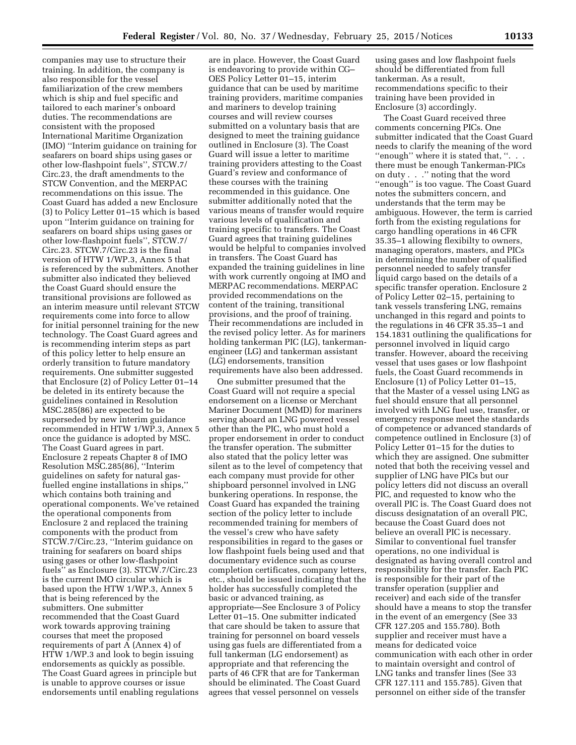companies may use to structure their training. In addition, the company is also responsible for the vessel familiarization of the crew members which is ship and fuel specific and tailored to each mariner's onboard duties. The recommendations are consistent with the proposed International Maritime Organization (IMO) ''Interim guidance on training for seafarers on board ships using gases or other low-flashpoint fuels'', STCW.7/Circ.23, the draft amendments to the STCW Convention, and the MERPAC recommendations on this issue. The Coast Guard has added a new Enclosure (3) to Policy Letter 01–15 which is based upon ''Interim guidance on training for seafarers on board ships using gases or other low-flashpoint fuels'', STCW.7/Circ.23. STCW.7/Circ.23 is the final version of HTW 1/WP.3, Annex 5 that is referenced by the submitters. Another submitter also indicated they believed the Coast Guard should ensure the transitional provisions are followed as an interim measure until relevant STCW requirements come into force to allow for initial personnel training for the new technology. The Coast Guard agrees and is recommending interim steps as part of this policy letter to help ensure an orderly transition to future mandatory requirements. One submitter suggested that Enclosure (2) of Policy Letter 01–14 be deleted in its entirety because the guidelines contained in Resolution MSC.285(86) are expected to be superseded by new interim guidance recommended in HTW 1/WP.3, Annex 5 once the guidance is adopted by MSC. The Coast Guard agrees in part. Enclosure 2 repeats Chapter 8 of IMO Resolution MSC.285(86), ''Interim guidelines on safety for natural gas-fuelled engine installations in ships,'' which contains both training and operational components. We've retained the operational components from Enclosure 2 and replaced the training components with the product from STCW.7/Circ.23, ''Interim guidance on training for seafarers on board ships using gases or other low-flashpoint fuels'' as Enclosure (3). STCW.7/Circ.23 is the current IMO circular which is based upon the HTW 1/WP.3, Annex 5 that is being referenced by the submitters. One submitter recommended that the Coast Guard work towards approving training courses that meet the proposed requirements of part A (Annex 4) of HTW 1/WP.3 and look to begin issuing endorsements as quickly as possible. The Coast Guard agrees in principle but is unable to approve courses or issue endorsements until enabling regulations are in place. However, the Coast Guard is endeavoring to provide within CG–OES Policy Letter 01–15, interim guidance that can be used by maritime training providers, maritime companies and mariners to develop training courses and will review courses submitted on a voluntary basis that are designed to meet the training guidance outlined in Enclosure (3). The Coast Guard will issue a letter to maritime training providers attesting to the Coast Guard's review and conformance of these courses with the training recommended in this guidance. One submitter additionally noted that the various means of transfer would require various levels of qualification and training specific to transfers. The Coast Guard agrees that training guidelines would be helpful to companies involved in transfers. The Coast Guard has expanded the training guidelines in line with work currently ongoing at IMO and MERPAC recommendations. MERPAC provided recommendations on the content of the training, transitional provisions, and the proof of training. Their recommendations are included in the revised policy letter. As for mariners holding tankerman PIC (LG), tankerman-engineer (LG) and tankerman assistant (LG) endorsements, transition requirements have also been addressed.

One submitter presumed that the Coast Guard will not require a special endorsement on a license or Merchant Mariner Document (MMD) for mariners serving aboard an LNG powered vessel other than the PIC, who must hold a proper endorsement in order to conduct the transfer operation. The submitter also stated that the policy letter was silent as to the level of competency that each company must provide for other shipboard personnel involved in LNG bunkering operations. In response, the Coast Guard has expanded the training section of the policy letter to include recommended training for members of the vessel's crew who have safety responsibilities in regard to the gases or low flashpoint fuels being used and that documentary evidence such as course completion certificates, company letters, etc., should be issued indicating that the holder has successfully completed the basic or advanced training, as appropriate—See Enclosure 3 of Policy Letter 01–15. One submitter indicated that care should be taken to assure that training for personnel on board vessels using gas fuels are differentiated from a full tankerman (LG endorsement) as appropriate and that referencing the parts of 46 CFR that are for Tankerman should be eliminated. The Coast Guard agrees that vessel personnel on vessels using gases and low flashpoint fuels should be differentiated from full tankerman. As a result, recommendations specific to their training have been provided in Enclosure (3) accordingly.

The Coast Guard received three comments concerning PICs. One submitter indicated that the Coast Guard needs to clarify the meaning of the word ''enough'' where it is stated that, ''. . . there must be enough Tankerman-PICs on duty . . .'' noting that the word ''enough'' is too vague. The Coast Guard notes the submitters concern, and understands that the term may be ambiguous. However, the term is carried forth from the existing regulations for cargo handling operations in 46 CFR 35.35–1 allowing flexibilty to owners, managing operators, masters, and PICs in determining the number of qualified personnel needed to safely transfer liquid cargo based on the details of a specific transfer operation. Enclosure 2 of Policy Letter 02–15, pertaining to tank vessels transfering LNG, remains unchanged in this regard and points to the regulations in 46 CFR 35.35–1 and 154.1831 outlining the qualifications for personnel involved in liquid cargo transfer. However, aboard the receiving vessel that uses gases or low flashpoint fuels, the Coast Guard recommends in Enclosure (1) of Policy Letter 01–15, that the Master of a vessel using LNG as fuel should ensure that all personnel involved with LNG fuel use, transfer, or emergency response meet the standards of competence or advanced standards of competence outlined in Enclosure (3) of Policy Letter 01–15 for the duties to which they are assigned. One submitter noted that both the receiving vessel and supplier of LNG have PICs but our policy letters did not discuss an overall PIC, and requested to know who the overall PIC is. The Coast Guard does not discuss designatation of an overall PIC, because the Coast Guard does not believe an overall PIC is necessary. Similar to conventional fuel transfer operations, no one individual is designated as having overall control and responsibility for the transfer. Each PIC is responsible for their part of the transfer operation (supplier and receiver) and each side of the transfer should have a means to stop the transfer in the event of an emergency (See 33 CFR 127.205 and 155.780). Both supplier and receiver must have a means for dedicated voice communication with each other in order to maintain oversight and control of LNG tanks and transfer lines (See 33 CFR 127.111 and 155.785). Given that personnel on either side of the transfer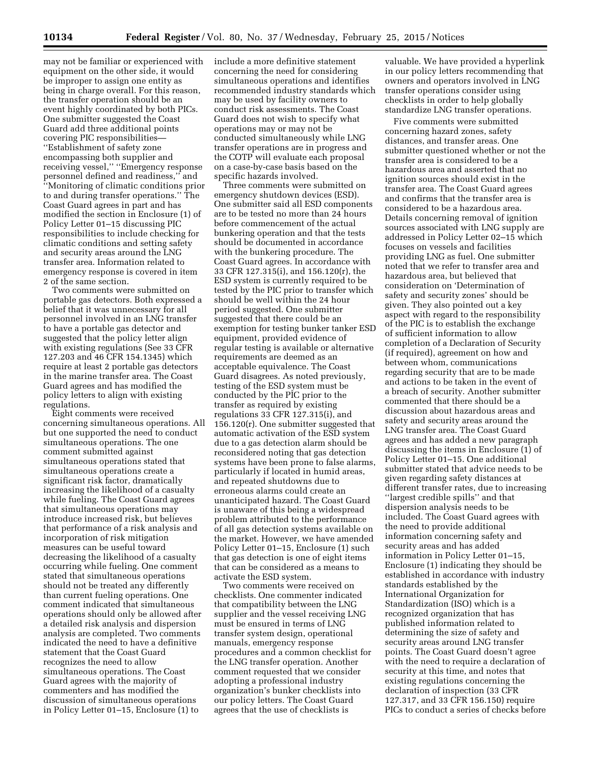may not be familiar or experienced with equipment on the other side, it would be improper to assign one entity as being in charge overall. For this reason, the transfer operation should be an event highly coordinated by both PICs. One submitter suggested the Coast Guard add three additional points covering PIC responsibilities—''Establishment of safety zone encompassing both supplier and receiving vessel,'' ''Emergency response personnel defined and readiness,'' and ''Monitoring of climatic conditions prior to and during transfer operations.'' The Coast Guard agrees in part and has modified the section in Enclosure (1) of Policy Letter 01–15 discussing PIC responsibilities to include checking for climatic conditions and setting safety and security areas around the LNG transfer area. Information related to emergency response is covered in item 2 of the same section.

Two comments were submitted on portable gas detectors. Both expressed a belief that it was unnecessary for all personnel involved in an LNG transfer to have a portable gas detector and suggested that the policy letter align with existing regulations (See 33 CFR 127.203 and 46 CFR 154.1345) which require at least 2 portable gas detectors in the marine transfer area. The Coast Guard agrees and has modified the policy letters to align with existing regulations.

Eight comments were received concerning simultaneous operations. All but one supported the need to conduct simultaneous operations. The one comment submitted against simultaneous operations stated that simultaneous operations create a significant risk factor, dramatically increasing the likelihood of a casualty while fueling. The Coast Guard agrees that simultaneous operations may introduce increased risk, but believes that performance of a risk analysis and incorporation of risk mitigation measures can be useful toward decreasing the likelihood of a casualty occurring while fueling. One comment stated that simultaneous operations should not be treated any differently than current fueling operations. One comment indicated that simultaneous operations should only be allowed after a detailed risk analysis and dispersion analysis are completed. Two comments indicated the need to have a definitive statement that the Coast Guard recognizes the need to allow simultaneous operations. The Coast Guard agrees with the majority of commenters and has modified the discussion of simultaneous operations in Policy Letter 01–15, Enclosure (1) to include a more definitive statement concerning the need for considering simultaneous operations and identifies recommended industry standards which may be used by facility owners to conduct risk assessments. The Coast Guard does not wish to specify what operations may or may not be conducted simultaneously while LNG transfer operations are in progress and the COTP will evaluate each proposal on a case-by-case basis based on the specific hazards involved.

Three comments were submitted on emergency shutdown devices (ESD). One submitter said all ESD components are to be tested no more than 24 hours before commencement of the actual bunkering operation and that the tests should be documented in accordance with the bunkering procedure. The Coast Guard agrees. In accordance with 33 CFR 127.315(i), and 156.120(r), the ESD system is currently required to be tested by the PIC prior to transfer which should be well within the 24 hour period suggested. One submitter suggested that there could be an exemption for testing bunker tanker ESD equipment, provided evidence of regular testing is available or alternative requirements are deemed as an acceptable equivalence. The Coast Guard disagrees. As noted previously, testing of the ESD system must be conducted by the PIC prior to the transfer as required by existing regulations 33 CFR 127.315(i), and 156.120(r). One submitter suggested that automatic activation of the ESD system due to a gas detection alarm should be reconsidered noting that gas detection systems have been prone to false alarms, particularly if located in humid areas, and repeated shutdowns due to erroneous alarms could create an unanticipated hazard. The Coast Guard is unaware of this being a widespread problem attributed to the performance of all gas detection systems available on the market. However, we have amended Policy Letter 01–15, Enclosure (1) such that gas detection is one of eight items that can be considered as a means to activate the ESD system.

Two comments were received on checklists. One commenter indicated that compatibility between the LNG supplier and the vessel receiving LNG must be ensured in terms of LNG transfer system design, operational manuals, emergency response procedures and a common checklist for the LNG transfer operation. Another comment requested that we consider adopting a professional industry organization's bunker checklists into our policy letters. The Coast Guard agrees that the use of checklists is valuable. We have provided a hyperlink in our policy letters recommending that owners and operators involved in LNG transfer operations consider using checklists in order to help globally standardize LNG transfer operations.

Five comments were submitted concerning hazard zones, safety distances, and transfer areas. One submitter questioned whether or not the transfer area is considered to be a hazardous area and asserted that no ignition sources should exist in the transfer area. The Coast Guard agrees and confirms that the transfer area is considered to be a hazardous area. Details concerning removal of ignition sources associated with LNG supply are addressed in Policy Letter 02–15 which focuses on vessels and facilities providing LNG as fuel. One submitter noted that we refer to transfer area and hazardous area, but believed that consideration on 'Determination of safety and security zones' should be given. They also pointed out a key aspect with regard to the responsibility of the PIC is to establish the exchange of sufficient information to allow completion of a Declaration of Security (if required), agreement on how and between whom, communications regarding security that are to be made and actions to be taken in the event of a breach of security. Another submitter commented that there should be a discussion about hazardous areas and safety and security areas around the LNG transfer area. The Coast Guard agrees and has added a new paragraph discussing the items in Enclosure (1) of Policy Letter 01–15. One additional submitter stated that advice needs to be given regarding safety distances at different transfer rates, due to increasing ''largest credible spills'' and that dispersion analysis needs to be included. The Coast Guard agrees with the need to provide additional information concerning safety and security areas and has added information in Policy Letter 01–15, Enclosure (1) indicating they should be established in accordance with industry standards established by the International Organization for Standardization (ISO) which is a recognized organization that has published information related to determining the size of safety and security areas around LNG transfer points. The Coast Guard doesn't agree with the need to require a declaration of security at this time, and notes that existing regulations concerning the declaration of inspection (33 CFR 127.317, and 33 CFR 156.150) require PICs to conduct a series of checks before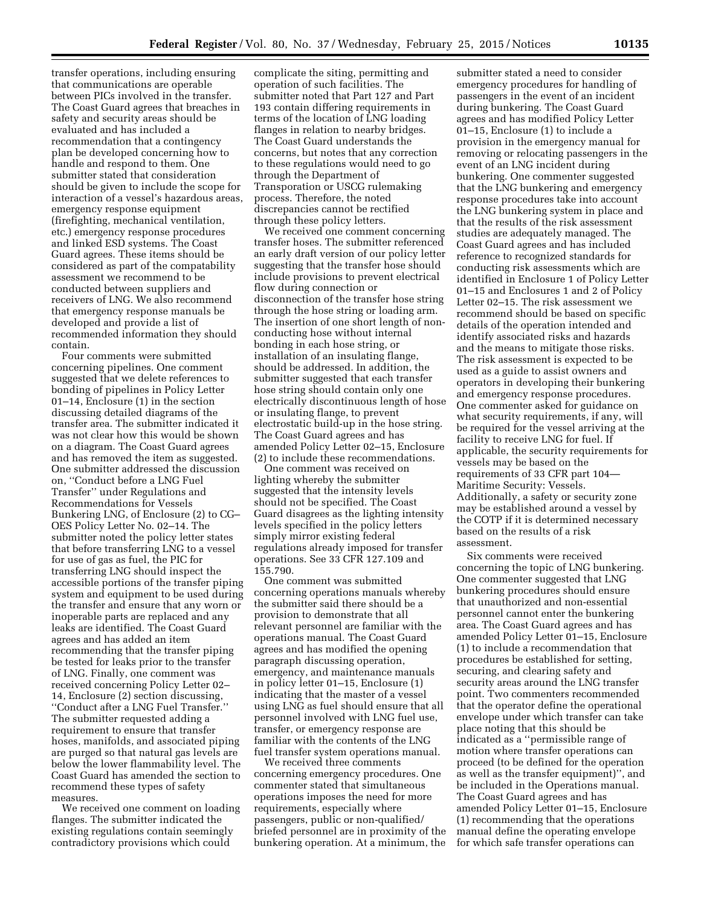transfer operations, including ensuring that communications are operable between PICs involved in the transfer. The Coast Guard agrees that breaches in safety and security areas should be evaluated and has included a recommendation that a contingency plan be developed concerning how to handle and respond to them. One submitter stated that consideration should be given to include the scope for interaction of a vessel's hazardous areas, emergency response equipment (firefighting, mechanical ventilation, etc.) emergency response procedures and linked ESD systems. The Coast Guard agrees. These items should be considered as part of the compatability assessment we recommend to be conducted between suppliers and receivers of LNG. We also recommend that emergency response manuals be developed and provide a list of recommended information they should contain.

Four comments were submitted concerning pipelines. One comment suggested that we delete references to bonding of pipelines in Policy Letter 01–14, Enclosure (1) in the section discussing detailed diagrams of the transfer area. The submitter indicated it was not clear how this would be shown on a diagram. The Coast Guard agrees and has removed the item as suggested. One submitter addressed the discussion on, ''Conduct before a LNG Fuel Transfer'' under Regulations and Recommendations for Vessels Bunkering LNG, of Enclosure (2) to CG–OES Policy Letter No. 02–14. The submitter noted the policy letter states that before transferring LNG to a vessel for use of gas as fuel, the PIC for transferring LNG should inspect the accessible portions of the transfer piping system and equipment to be used during the transfer and ensure that any worn or inoperable parts are replaced and any leaks are identified. The Coast Guard agrees and has added an item recommending that the transfer piping be tested for leaks prior to the transfer of LNG. Finally, one comment was received concerning Policy Letter 02–14, Enclosure (2) section discussing, ''Conduct after a LNG Fuel Transfer.'' The submitter requested adding a requirement to ensure that transfer hoses, manifolds, and associated piping are purged so that natural gas levels are below the lower flammability level. The Coast Guard has amended the section to recommend these types of safety measures.

We received one comment on loading flanges. The submitter indicated the existing regulations contain seemingly contradictory provisions which could complicate the siting, permitting and operation of such facilities. The submitter noted that Part 127 and Part 193 contain differing requirements in terms of the location of LNG loading flanges in relation to nearby bridges. The Coast Guard understands the concerns, but notes that any correction to these regulations would need to go through the Department of Transporation or USCG rulemaking process. Therefore, the noted discrepancies cannot be rectified through these policy letters.

We received one comment concerning transfer hoses. The submitter referenced an early draft version of our policy letter suggesting that the transfer hose should include provisions to prevent electrical flow during connection or disconnection of the transfer hose string through the hose string or loading arm. The insertion of one short length of non-conducting hose without internal bonding in each hose string, or installation of an insulating flange, should be addressed. In addition, the submitter suggested that each transfer hose string should contain only one electrically discontinuous length of hose or insulating flange, to prevent electrostatic build-up in the hose string. The Coast Guard agrees and has amended Policy Letter 02–15, Enclosure (2) to include these recommendations.

One comment was received on lighting whereby the submitter suggested that the intensity levels should not be specified. The Coast Guard disagrees as the lighting intensity levels specified in the policy letters simply mirror existing federal regulations already imposed for transfer operations. See 33 CFR 127.109 and 155.790.

One comment was submitted concerning operations manuals whereby the submitter said there should be a provision to demonstrate that all relevant personnel are familiar with the operations manual. The Coast Guard agrees and has modified the opening paragraph discussing operation, emergency, and maintenance manuals in policy letter 01–15, Enclosure (1) indicating that the master of a vessel using LNG as fuel should ensure that all personnel involved with LNG fuel use, transfer, or emergency response are familiar with the contents of the LNG fuel transfer system operations manual.

We received three comments concerning emergency procedures. One commenter stated that simultaneous operations imposes the need for more requirements, especially where passengers, public or non-qualified/briefed personnel are in proximity of the bunkering operation. At a minimum, the submitter stated a need to consider emergency procedures for handling of passengers in the event of an incident during bunkering. The Coast Guard agrees and has modified Policy Letter 01–15, Enclosure (1) to include a provision in the emergency manual for removing or relocating passengers in the event of an LNG incident during bunkering. One commenter suggested that the LNG bunkering and emergency response procedures take into account the LNG bunkering system in place and that the results of the risk assessment studies are adequately managed. The Coast Guard agrees and has included reference to recognized standards for conducting risk assessments which are identified in Enclosure 1 of Policy Letter 01–15 and Enclosures 1 and 2 of Policy Letter 02–15. The risk assessment we recommend should be based on specific details of the operation intended and identify associated risks and hazards and the means to mitigate those risks. The risk assessment is expected to be used as a guide to assist owners and operators in developing their bunkering and emergency response procedures. One commenter asked for guidance on what security requirements, if any, will be required for the vessel arriving at the facility to receive LNG for fuel. If applicable, the security requirements for vessels may be based on the requirements of 33 CFR part 104—Maritime Security: Vessels. Additionally, a safety or security zone may be established around a vessel by the COTP if it is determined necessary based on the results of a risk assessment.

Six comments were received concerning the topic of LNG bunkering. One commenter suggested that LNG bunkering procedures should ensure that unauthorized and non-essential personnel cannot enter the bunkering area. The Coast Guard agrees and has amended Policy Letter 01–15, Enclosure (1) to include a recommendation that procedures be established for setting, securing, and clearing safety and security areas around the LNG transfer point. Two commenters recommended that the operator define the operational envelope under which transfer can take place noting that this should be indicated as a ''permissible range of motion where transfer operations can proceed (to be defined for the operation as well as the transfer equipment)'', and be included in the Operations manual. The Coast Guard agrees and has amended Policy Letter 01–15, Enclosure (1) recommending that the operations manual define the operating envelope for which safe transfer operations can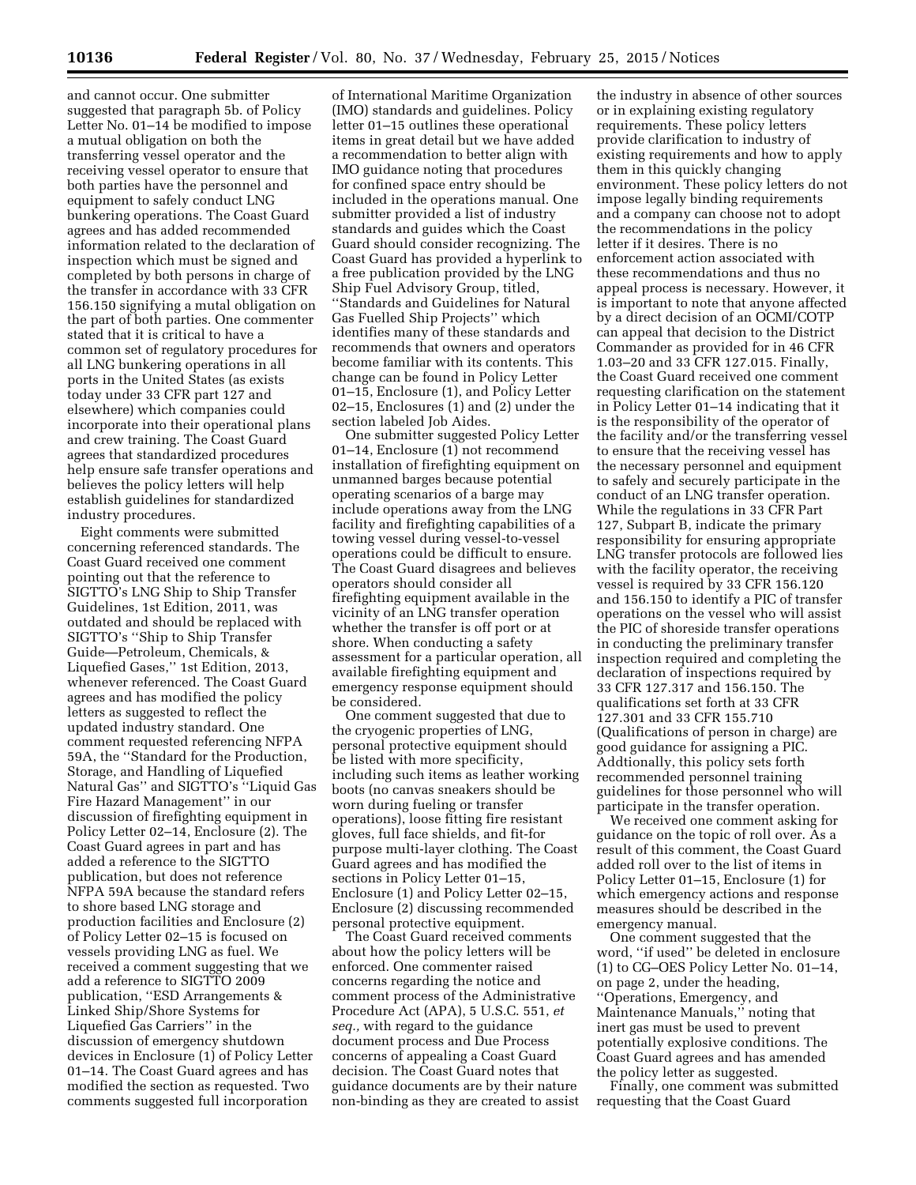and cannot occur. One submitter suggested that paragraph 5b. of Policy Letter No. 01–14 be modified to impose a mutual obligation on both the transferring vessel operator and the receiving vessel operator to ensure that both parties have the personnel and equipment to safely conduct LNG bunkering operations. The Coast Guard agrees and has added recommended information related to the declaration of inspection which must be signed and completed by both persons in charge of the transfer in accordance with 33 CFR 156.150 signifying a mutal obligation on the part of both parties. One commenter stated that it is critical to have a common set of regulatory procedures for all LNG bunkering operations in all ports in the United States (as exists today under 33 CFR part 127 and elsewhere) which companies could incorporate into their operational plans and crew training. The Coast Guard agrees that standardized procedures help ensure safe transfer operations and believes the policy letters will help establish guidelines for standardized industry procedures.

Eight comments were submitted concerning referenced standards. The Coast Guard received one comment pointing out that the reference to SIGTTO's LNG Ship to Ship Transfer Guidelines, 1st Edition, 2011, was outdated and should be replaced with SIGTTO's ''Ship to Ship Transfer Guide—Petroleum, Chemicals, & Liquefied Gases,'' 1st Edition, 2013, whenever referenced. The Coast Guard agrees and has modified the policy letters as suggested to reflect the updated industry standard. One comment requested referencing NFPA 59A, the ''Standard for the Production, Storage, and Handling of Liquefied Natural Gas'' and SIGTTO's ''Liquid Gas Fire Hazard Management'' in our discussion of firefighting equipment in Policy Letter 02–14, Enclosure (2). The Coast Guard agrees in part and has added a reference to the SIGTTO publication, but does not reference NFPA 59A because the standard refers to shore based LNG storage and production facilities and Enclosure (2) of Policy Letter 02–15 is focused on vessels providing LNG as fuel. We received a comment suggesting that we add a reference to SIGTTO 2009 publication, ''ESD Arrangements & Linked Ship/Shore Systems for Liquefied Gas Carriers'' in the discussion of emergency shutdown devices in Enclosure (1) of Policy Letter 01–14. The Coast Guard agrees and has modified the section as requested. Two comments suggested full incorporation of International Maritime Organization (IMO) standards and guidelines. Policy letter 01–15 outlines these operational items in great detail but we have added a recommendation to better align with IMO guidance noting that procedures for confined space entry should be included in the operations manual. One submitter provided a list of industry standards and guides which the Coast Guard should consider recognizing. The Coast Guard has provided a hyperlink to a free publication provided by the LNG Ship Fuel Advisory Group, titled, ''Standards and Guidelines for Natural Gas Fuelled Ship Projects'' which identifies many of these standards and recommends that owners and operators become familiar with its contents. This change can be found in Policy Letter 01–15, Enclosure (1), and Policy Letter 02–15, Enclosures (1) and (2) under the section labeled Job Aides.

One submitter suggested Policy Letter 01–14, Enclosure (1) not recommend installation of firefighting equipment on unmanned barges because potential operating scenarios of a barge may include operations away from the LNG facility and firefighting capabilities of a towing vessel during vessel-to-vessel operations could be difficult to ensure. The Coast Guard disagrees and believes operators should consider all firefighting equipment available in the vicinity of an LNG transfer operation whether the transfer is off port or at shore. When conducting a safety assessment for a particular operation, all available firefighting equipment and emergency response equipment should be considered.

One comment suggested that due to the cryogenic properties of LNG, personal protective equipment should be listed with more specificity, including such items as leather working boots (no canvas sneakers should be worn during fueling or transfer operations), loose fitting fire resistant gloves, full face shields, and fit-for purpose multi-layer clothing. The Coast Guard agrees and has modified the sections in Policy Letter 01–15, Enclosure (1) and Policy Letter 02–15, Enclosure (2) discussing recommended personal protective equipment.

The Coast Guard received comments about how the policy letters will be enforced. One commenter raised concerns regarding the notice and comment process of the Administrative Procedure Act (APA), 5 U.S.C. 551, *et seq.,* with regard to the guidance document process and Due Process concerns of appealing a Coast Guard decision. The Coast Guard notes that guidance documents are by their nature non-binding as they are created to assist the industry in absence of other sources or in explaining existing regulatory requirements. These policy letters provide clarification to industry of existing requirements and how to apply them in this quickly changing environment. These policy letters do not impose legally binding requirements and a company can choose not to adopt the recommendations in the policy letter if it desires. There is no enforcement action associated with these recommendations and thus no appeal process is necessary. However, it is important to note that anyone affected by a direct decision of an OCMI/COTP can appeal that decision to the District Commander as provided for in 46 CFR 1.03–20 and 33 CFR 127.015. Finally, the Coast Guard received one comment requesting clarification on the statement in Policy Letter 01–14 indicating that it is the responsibility of the operator of the facility and/or the transferring vessel to ensure that the receiving vessel has the necessary personnel and equipment to safely and securely participate in the conduct of an LNG transfer operation. While the regulations in 33 CFR Part 127, Subpart B, indicate the primary responsibility for ensuring appropriate LNG transfer protocols are followed lies with the facility operator, the receiving vessel is required by 33 CFR 156.120 and 156.150 to identify a PIC of transfer operations on the vessel who will assist the PIC of shoreside transfer operations in conducting the preliminary transfer inspection required and completing the declaration of inspections required by 33 CFR 127.317 and 156.150. The qualifications set forth at 33 CFR 127.301 and 33 CFR 155.710 (Qualifications of person in charge) are good guidance for assigning a PIC. Addtionally, this policy sets forth recommended personnel training guidelines for those personnel who will participate in the transfer operation.

We received one comment asking for guidance on the topic of roll over. As a result of this comment, the Coast Guard added roll over to the list of items in Policy Letter 01–15, Enclosure (1) for which emergency actions and response measures should be described in the emergency manual.

One comment suggested that the word, ''if used'' be deleted in enclosure (1) to CG–OES Policy Letter No. 01–14, on page 2, under the heading, ''Operations, Emergency, and Maintenance Manuals,'' noting that inert gas must be used to prevent potentially explosive conditions. The Coast Guard agrees and has amended the policy letter as suggested.

Finally, one comment was submitted requesting that the Coast Guard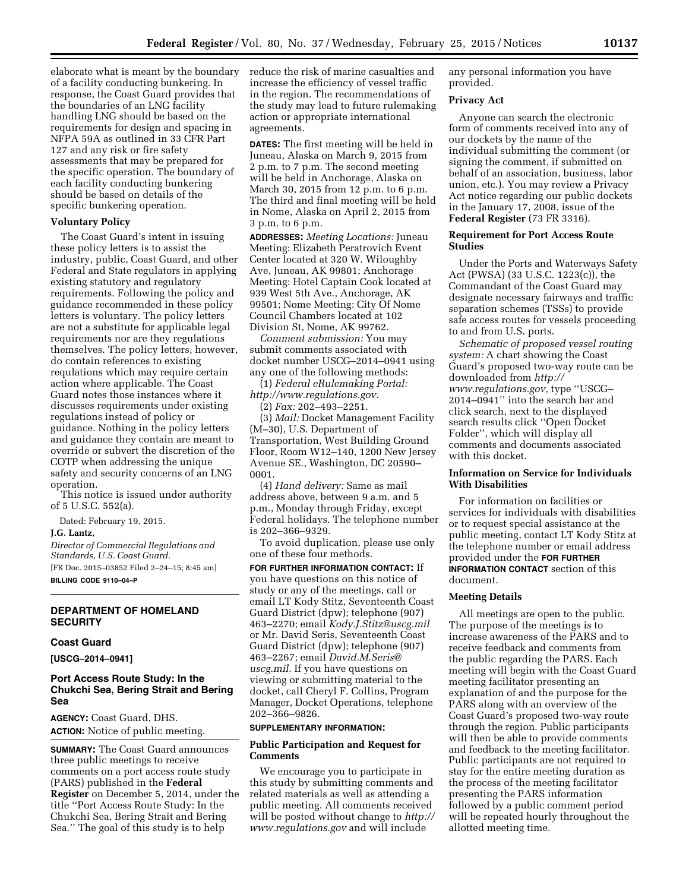elaborate what is meant by the boundary of a facility conducting bunkering. In response, the Coast Guard provides that the boundaries of an LNG facility handling LNG should be based on the requirements for design and spacing in NFPA 59A as outlined in 33 CFR Part 127 and any risk or fire safety assessments that may be prepared for the specific operation. The boundary of each facility conducting bunkering should be based on details of the specific bunkering operation.

### Voluntary Policy

The Coast Guard's intent in issuing these policy letters is to assist the industry, public, Coast Guard, and other Federal and State regulators in applying existing statutory and regulatory requirements. Following the policy and guidance recommended in these policy letters is voluntary. The policy letters are not a substitute for applicable legal requirements nor are they regulations themselves. The policy letters, however, do contain references to existing regulations which may require certain action where applicable. The Coast Guard notes those instances where it discusses requirements under existing regulations instead of policy or guidance. Nothing in the policy letters and guidance they contain are meant to override or subvert the discretion of the COTP when addressing the unique safety and security concerns of an LNG operation.

This notice is issued under authority of 5 U.S.C. 552(a).

Dated: February 19, 2015.

**J.G. Lantz,**

*Director of Commercial Regulations and Standards, U.S. Coast Guard.*

[FR Doc. 2015–03852 Filed 2–24–15; 8:45 am]

**BILLING CODE 9110–04–P**

---

## DEPARTMENT OF HOMELAND SECURITY

### Coast Guard

**[USCG–2014–0941]**

## Port Access Route Study: In the Chukchi Sea, Bering Strait and Bering Sea

**AGENCY:** Coast Guard, DHS.

**ACTION:** Notice of public meeting.

**SUMMARY:** The Coast Guard announces three public meetings to receive comments on a port access route study (PARS) published in the **Federal Register** on December 5, 2014, under the title ''Port Access Route Study: In the Chukchi Sea, Bering Strait and Bering Sea.'' The goal of this study is to help reduce the risk of marine casualties and increase the efficiency of vessel traffic in the region. The recommendations of the study may lead to future rulemaking action or appropriate international agreements.

**DATES:** The first meeting will be held in Juneau, Alaska on March 9, 2015 from 2 p.m. to 7 p.m. The second meeting will be held in Anchorage, Alaska on March 30, 2015 from 12 p.m. to 6 p.m. The third and final meeting will be held in Nome, Alaska on April 2, 2015 from 3 p.m. to 6 p.m.

**ADDRESSES:** *Meeting Locations:* Juneau Meeting: Elizabeth Peratrovich Event Center located at 320 W. Wiloughby Ave, Juneau, AK 99801; Anchorage Meeting: Hotel Captain Cook located at 939 West 5th Ave., Anchorage, AK 99501; Nome Meeting: City Of Nome Council Chambers located at 102 Division St, Nome, AK 99762.

*Comment submission:* You may submit comments associated with docket number USCG–2014–0941 using any one of the following methods:

(1) *Federal eRulemaking Portal: http://www.regulations.gov.*

(2) *Fax:* 202–493–2251.

(3) *Mail:* Docket Management Facility (M–30), U.S. Department of Transportation, West Building Ground Floor, Room W12–140, 1200 New Jersey Avenue SE., Washington, DC 20590–0001.

(4) *Hand delivery:* Same as mail address above, between 9 a.m. and 5 p.m., Monday through Friday, except Federal holidays. The telephone number is 202–366–9329.

To avoid duplication, please use only one of these four methods.

**FOR FURTHER INFORMATION CONTACT:** If you have questions on this notice of study or any of the meetings, call or email LT Kody Stitz, Seventeenth Coast Guard District (dpw); telephone (907) 463–2270; email *Kody.J.Stitz@uscg.mil* or Mr. David Seris, Seventeenth Coast Guard District (dpw); telephone (907) 463–2267; email *David.M.Seris@uscg.mil.* If you have questions on viewing or submitting material to the docket, call Cheryl F. Collins, Program Manager, Docket Operations, telephone 202–366–9826.

**SUPPLEMENTARY INFORMATION:**

### Public Participation and Request for Comments

We encourage you to participate in this study by submitting comments and related materials as well as attending a public meeting. All comments received will be posted without change to *http://www.regulations.gov* and will include any personal information you have provided.

### Privacy Act

Anyone can search the electronic form of comments received into any of our dockets by the name of the individual submitting the comment (or signing the comment, if submitted on behalf of an association, business, labor union, etc.). You may review a Privacy Act notice regarding our public dockets in the January 17, 2008, issue of the **Federal Register** (73 FR 3316).

### Requirement for Port Access Route Studies

Under the Ports and Waterways Safety Act (PWSA) (33 U.S.C. 1223(c)), the Commandant of the Coast Guard may designate necessary fairways and traffic separation schemes (TSSs) to provide safe access routes for vessels proceeding to and from U.S. ports.

*Schematic of proposed vessel routing system:* A chart showing the Coast Guard's proposed two-way route can be downloaded from *http://www.regulations.gov,* type ''USCG–2014–0941'' into the search bar and click search, next to the displayed search results click ''Open Docket Folder'', which will display all comments and documents associated with this docket.

### Information on Service for Individuals With Disabilities

For information on facilities or services for individuals with disabilities or to request special assistance at the public meeting, contact LT Kody Stitz at the telephone number or email address provided under the **FOR FURTHER INFORMATION CONTACT** section of this document.

### Meeting Details

All meetings are open to the public. The purpose of the meetings is to increase awareness of the PARS and to receive feedback and comments from the public regarding the PARS. Each meeting will begin with the Coast Guard meeting facilitator presenting an explanation of and the purpose for the PARS along with an overview of the Coast Guard's proposed two-way route through the region. Public participants will then be able to provide comments and feedback to the meeting facilitator. Public participants are not required to stay for the entire meeting duration as the process of the meeting facilitator presenting the PARS information followed by a public comment period will be repeated hourly throughout the allotted meeting time.